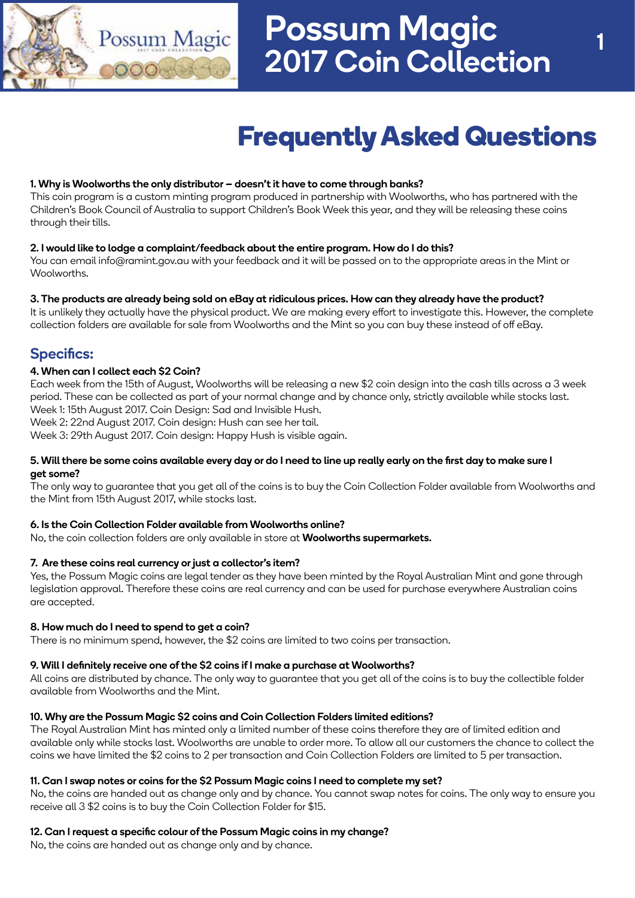# Possum Magic 2017 Coin Collection

## Frequently Asked Questions

**1. Why is Woolworths the only distributor – doesn't it have to come through banks?**
This coin program is a custom minting program produced in partnership with Woolworths, who has partnered with the Children's Book Council of Australia to support Children's Book Week this year, and they will be releasing these coins through their tills.

**2. I would like to lodge a complaint/feedback about the entire program. How do I do this?**
You can email info@ramint.gov.au with your feedback and it will be passed on to the appropriate areas in the Mint or Woolworths.

**3. The products are already being sold on eBay at ridiculous prices. How can they already have the product?**
It is unlikely they actually have the physical product. We are making every effort to investigate this. However, the complete collection folders are available for sale from Woolworths and the Mint so you can buy these instead of off eBay.

## Specifics:

**4. When can I collect each $2 Coin?**
Each week from the 15th of August, Woolworths will be releasing a new $2 coin design into the cash tills across a 3 week period. These can be collected as part of your normal change and by chance only, strictly available while stocks last.
Week 1: 15th August 2017. Coin Design: Sad and Invisible Hush.
Week 2: 22nd August 2017. Coin design: Hush can see her tail.
Week 3: 29th August 2017. Coin design: Happy Hush is visible again.

**5. Will there be some coins available every day or do I need to line up really early on the first day to make sure I get some?**
The only way to guarantee that you get all of the coins is to buy the Coin Collection Folder available from Woolworths and the Mint from 15th August 2017, while stocks last.

**6. Is the Coin Collection Folder available from Woolworths online?**
No, the coin collection folders are only available in store at **Woolworths supermarkets.**

**7. Are these coins real currency or just a collector's item?**
Yes, the Possum Magic coins are legal tender as they have been minted by the Royal Australian Mint and gone through legislation approval. Therefore these coins are real currency and can be used for purchase everywhere Australian coins are accepted.

**8. How much do I need to spend to get a coin?**
There is no minimum spend, however, the $2 coins are limited to two coins per transaction.

**9. Will I definitely receive one of the $2 coins if I make a purchase at Woolworths?**
All coins are distributed by chance. The only way to guarantee that you get all of the coins is to buy the collectible folder available from Woolworths and the Mint.

**10. Why are the Possum Magic $2 coins and Coin Collection Folders limited editions?**
The Royal Australian Mint has minted only a limited number of these coins therefore they are of limited edition and available only while stocks last. Woolworths are unable to order more. To allow all our customers the chance to collect the coins we have limited the $2 coins to 2 per transaction and Coin Collection Folders are limited to 5 per transaction.

**11. Can I swap notes or coins for the $2 Possum Magic coins I need to complete my set?**
No, the coins are handed out as change only and by chance. You cannot swap notes for coins. The only way to ensure you receive all 3 $2 coins is to buy the Coin Collection Folder for $15.

**12. Can I request a specific colour of the Possum Magic coins in my change?**
No, the coins are handed out as change only and by chance.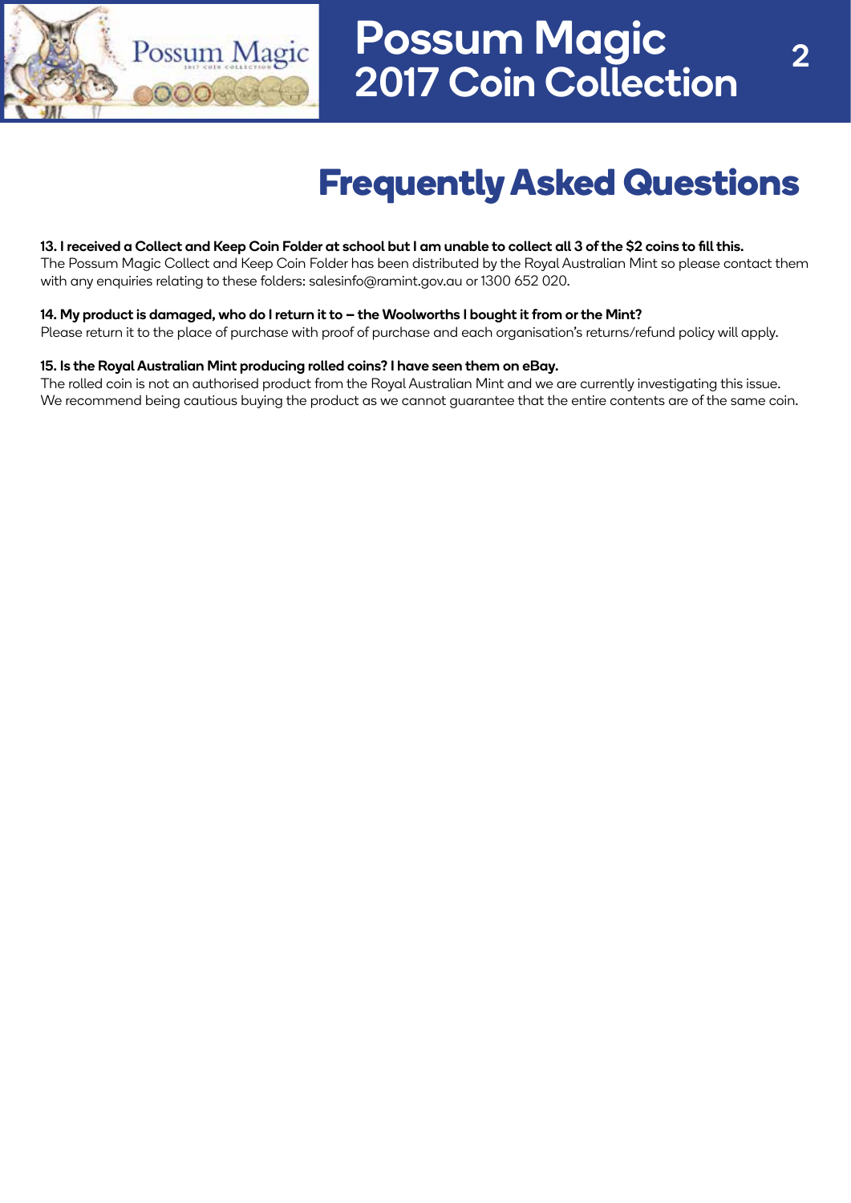## Frequently Asked Questions

**13. I received a Collect and Keep Coin Folder at school but I am unable to collect all 3 of the $2 coins to fill this.**
The Possum Magic Collect and Keep Coin Folder has been distributed by the Royal Australian Mint so please contact them with any enquiries relating to these folders: salesinfo@ramint.gov.au or 1300 652 020.

**14. My product is damaged, who do I return it to – the Woolworths I bought it from or the Mint?**
Please return it to the place of purchase with proof of purchase and each organisation's returns/refund policy will apply.

**15. Is the Royal Australian Mint producing rolled coins? I have seen them on eBay.**
The rolled coin is not an authorised product from the Royal Australian Mint and we are currently investigating this issue. We recommend being cautious buying the product as we cannot guarantee that the entire contents are of the same coin.